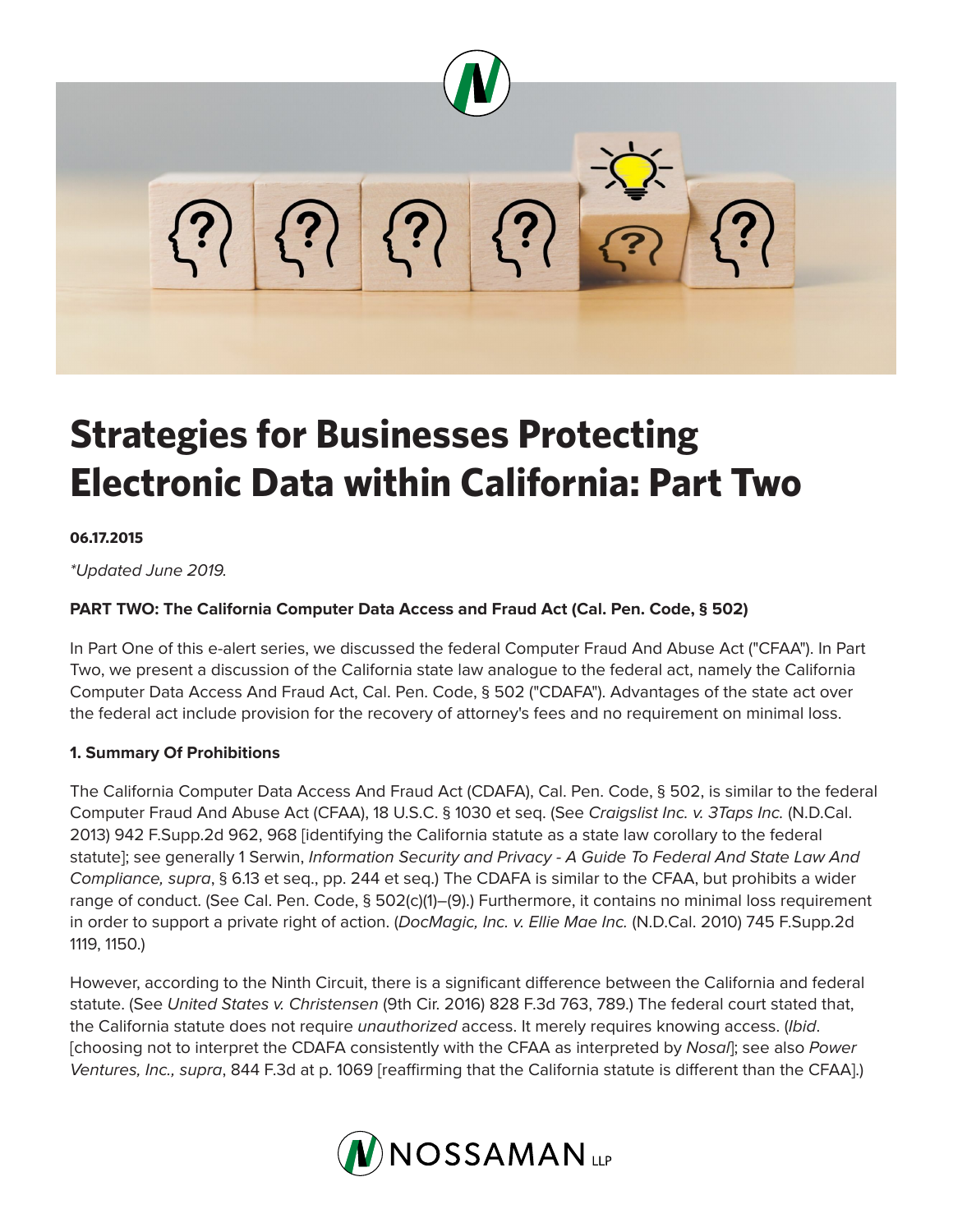# Strategies for Businesses Protecting Electronic Data within California: Part Two

**06.17.2015**

*\*Updated June 2019.*

**PART TWO: The California Computer Data Access and Fraud Act (Cal. Pen. Code, § 502)**

In Part One of this e-alert series, we discussed the federal Computer Fraud And Abuse Act ("CFAA"). In Part Two, we present a discussion of the California state law analogue to the federal act, namely the California Computer Data Access And Fraud Act, Cal. Pen. Code, § 502 ("CDAFA"). Advantages of the state act over the federal act include provision for the recovery of attorney's fees and no requirement on minimal loss.

**1. Summary Of Prohibitions**

The California Computer Data Access And Fraud Act (CDAFA), Cal. Pen. Code, § 502, is similar to the federal Computer Fraud And Abuse Act (CFAA), 18 U.S.C. § 1030 et seq. (See *Craigslist Inc. v. 3Taps Inc.* (N.D.Cal. 2013) 942 F.Supp.2d 962, 968 [identifying the California statute as a state law corollary to the federal statute]; see generally 1 Serwin, *Information Security and Privacy - A Guide To Federal And State Law And Compliance, supra*, § 6.13 et seq., pp. 244 et seq.) The CDAFA is similar to the CFAA, but prohibits a wider range of conduct. (See Cal. Pen. Code, § 502(c)(1)–(9).) Furthermore, it contains no minimal loss requirement in order to support a private right of action. (*DocMagic, Inc. v. Ellie Mae Inc.* (N.D.Cal. 2010) 745 F.Supp.2d 1119, 1150.)

However, according to the Ninth Circuit, there is a significant difference between the California and federal statute. (See *United States v. Christensen* (9th Cir. 2016) 828 F.3d 763, 789.) The federal court stated that, the California statute does not require *unauthorized* access. It merely requires knowing access. (*Ibid*. [choosing not to interpret the CDAFA consistently with the CFAA as interpreted by *Nosal*]; see also *Power Ventures, Inc., supra*, 844 F.3d at p. 1069 [reaffirming that the California statute is different than the CFAA].)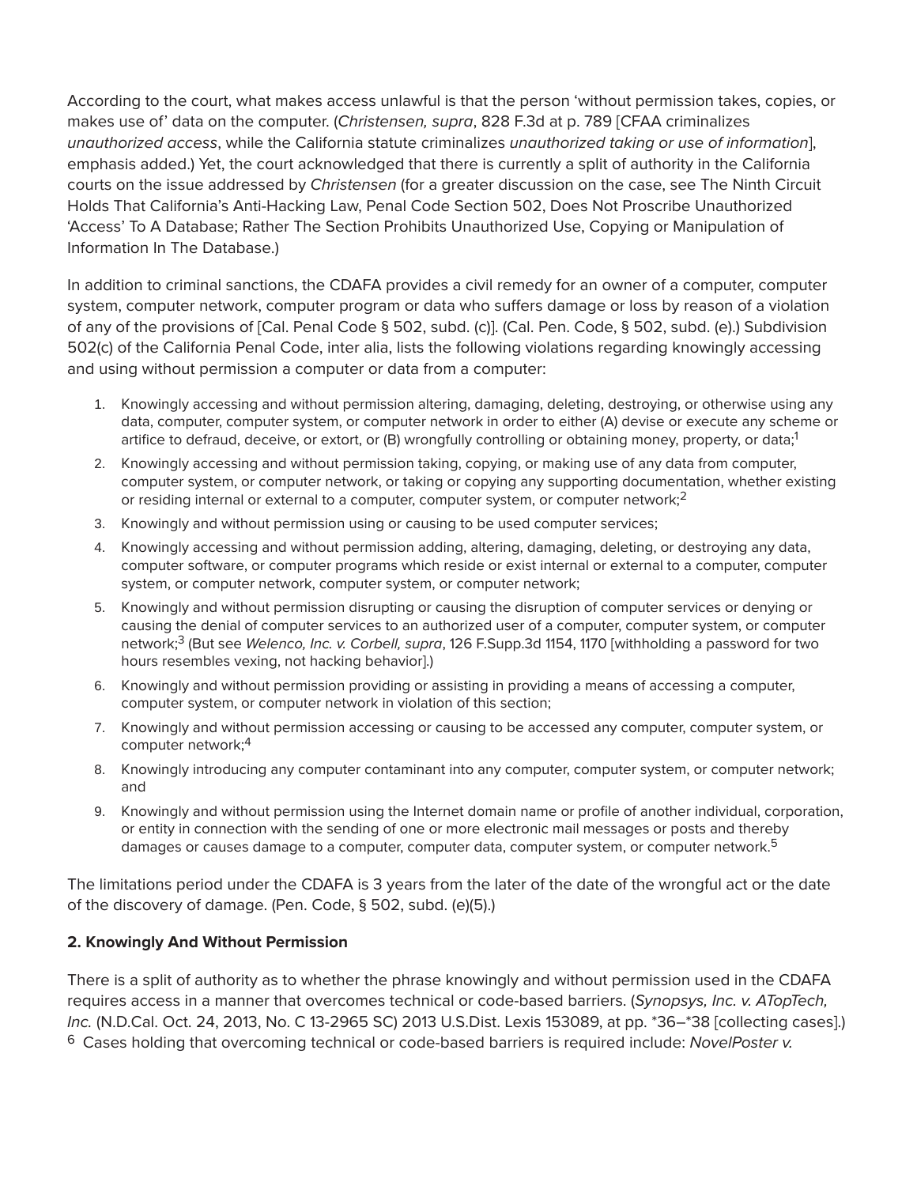According to the court, what makes access unlawful is that the person 'without permission takes, copies, or makes use of' data on the computer. (*Christensen, supra*, 828 F.3d at p. 789 [CFAA criminalizes *unauthorized access*, while the California statute criminalizes *unauthorized taking or use of information*], emphasis added.) Yet, the court acknowledged that there is currently a split of authority in the California courts on the issue addressed by *Christensen* (for a greater discussion on the case, see The Ninth Circuit Holds That California's Anti-Hacking Law, Penal Code Section 502, Does Not Proscribe Unauthorized 'Access' To A Database; Rather The Section Prohibits Unauthorized Use, Copying or Manipulation of Information In The Database.)

In addition to criminal sanctions, the CDAFA provides a civil remedy for an owner of a computer, computer system, computer network, computer program or data who suffers damage or loss by reason of a violation of any of the provisions of [Cal. Penal Code § 502, subd. (c)]. (Cal. Pen. Code, § 502, subd. (e).) Subdivision 502(c) of the California Penal Code, inter alia, lists the following violations regarding knowingly accessing and using without permission a computer or data from a computer:

1. Knowingly accessing and without permission altering, damaging, deleting, destroying, or otherwise using any data, computer, computer system, or computer network in order to either (A) devise or execute any scheme or artifice to defraud, deceive, or extort, or (B) wrongfully controlling or obtaining money, property, or data;[1]
2. Knowingly accessing and without permission taking, copying, or making use of any data from computer, computer system, or computer network, or taking or copying any supporting documentation, whether existing or residing internal or external to a computer, computer system, or computer network;[2]
3. Knowingly and without permission using or causing to be used computer services;
4. Knowingly accessing and without permission adding, altering, damaging, deleting, or destroying any data, computer software, or computer programs which reside or exist internal or external to a computer, computer system, or computer network, computer system, or computer network;
5. Knowingly and without permission disrupting or causing the disruption of computer services or denying or causing the denial of computer services to an authorized user of a computer, computer system, or computer network;[3] (But see *Welenco, Inc. v. Corbell, supra*, 126 F.Supp.3d 1154, 1170 [withholding a password for two hours resembles vexing, not hacking behavior].)
6. Knowingly and without permission providing or assisting in providing a means of accessing a computer, computer system, or computer network in violation of this section;
7. Knowingly and without permission accessing or causing to be accessed any computer, computer system, or computer network;[4]
8. Knowingly introducing any computer contaminant into any computer, computer system, or computer network; and
9. Knowingly and without permission using the Internet domain name or profile of another individual, corporation, or entity in connection with the sending of one or more electronic mail messages or posts and thereby damages or causes damage to a computer, computer data, computer system, or computer network.[5]

The limitations period under the CDAFA is 3 years from the later of the date of the wrongful act or the date of the discovery of damage. (Pen. Code, § 502, subd. (e)(5).)

**2. Knowingly And Without Permission**

There is a split of authority as to whether the phrase knowingly and without permission used in the CDAFA requires access in a manner that overcomes technical or code-based barriers. (*Synopsys, Inc. v. ATopTech, Inc.* (N.D.Cal. Oct. 24, 2013, No. C 13-2965 SC) 2013 U.S.Dist. Lexis 153089, at pp. *36–*38 [collecting cases].) [6] Cases holding that overcoming technical or code-based barriers is required include: *NovelPoster v.*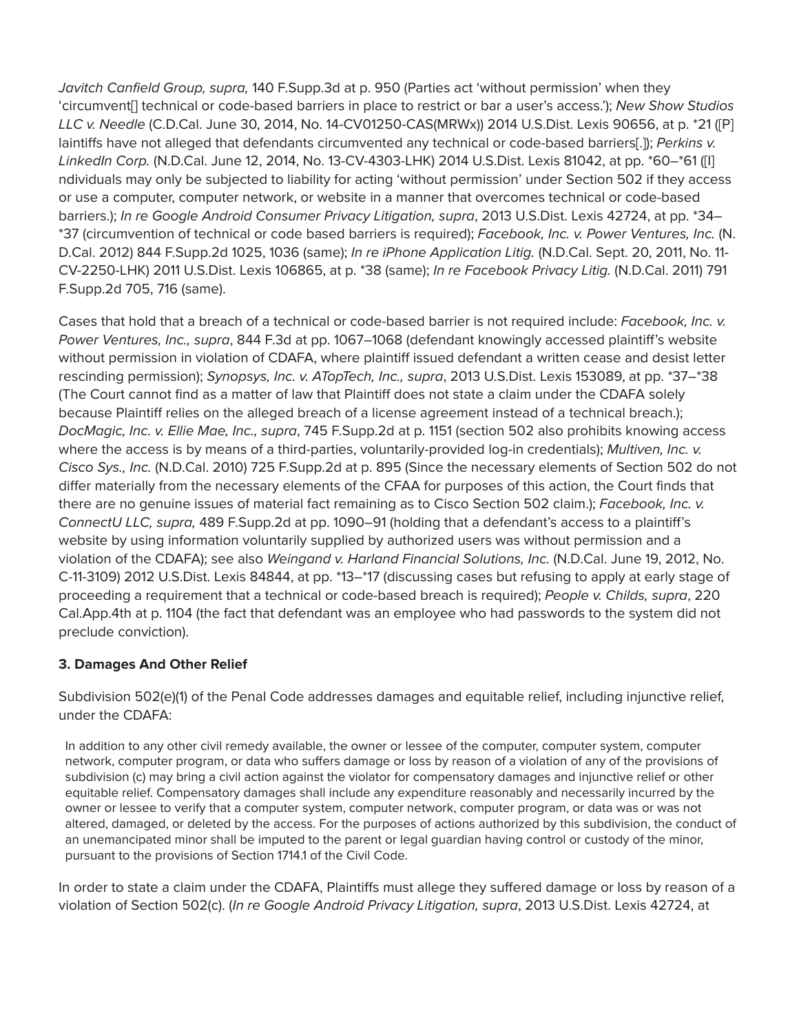*Javitch Canfield Group, supra,* 140 F.Supp.3d at p. 950 (Parties act 'without permission' when they 'circumvent[] technical or code-based barriers in place to restrict or bar a user's access.'); *New Show Studios LLC v. Needle* (C.D.Cal. June 30, 2014, No. 14-CV01250-CAS(MRWx)) 2014 U.S.Dist. Lexis 90656, at p. *21 ([P] laintiffs have not alleged that defendants circumvented any technical or code-based barriers[.]); *Perkins v. LinkedIn Corp.* (N.D.Cal. June 12, 2014, No. 13-CV-4303-LHK) 2014 U.S.Dist. Lexis 81042, at pp. *60–*61 ([I] ndividuals may only be subjected to liability for acting 'without permission' under Section 502 if they access or use a computer, computer network, or website in a manner that overcomes technical or code-based barriers.); *In re Google Android Consumer Privacy Litigation, supra*, 2013 U.S.Dist. Lexis 42724, at pp. *34–*37 (circumvention of technical or code based barriers is required); *Facebook, Inc. v. Power Ventures, Inc.* (N. D.Cal. 2012) 844 F.Supp.2d 1025, 1036 (same); *In re iPhone Application Litig.* (N.D.Cal. Sept. 20, 2011, No. 11-CV-2250-LHK) 2011 U.S.Dist. Lexis 106865, at p. *38 (same); *In re Facebook Privacy Litig.* (N.D.Cal. 2011) 791 F.Supp.2d 705, 716 (same).

Cases that hold that a breach of a technical or code-based barrier is not required include: *Facebook, Inc. v. Power Ventures, Inc., supra*, 844 F.3d at pp. 1067–1068 (defendant knowingly accessed plaintiff's website without permission in violation of CDAFA, where plaintiff issued defendant a written cease and desist letter rescinding permission); *Synopsys, Inc. v. ATopTech, Inc., supra*, 2013 U.S.Dist. Lexis 153089, at pp. *37–*38 (The Court cannot find as a matter of law that Plaintiff does not state a claim under the CDAFA solely because Plaintiff relies on the alleged breach of a license agreement instead of a technical breach.); *DocMagic, Inc. v. Ellie Mae, Inc., supra*, 745 F.Supp.2d at p. 1151 (section 502 also prohibits knowing access where the access is by means of a third-parties, voluntarily-provided log-in credentials); *Multiven, Inc. v. Cisco Sys., Inc.* (N.D.Cal. 2010) 725 F.Supp.2d at p. 895 (Since the necessary elements of Section 502 do not differ materially from the necessary elements of the CFAA for purposes of this action, the Court finds that there are no genuine issues of material fact remaining as to Cisco Section 502 claim.); *Facebook, Inc. v. ConnectU LLC, supra,* 489 F.Supp.2d at pp. 1090–91 (holding that a defendant's access to a plaintiff's website by using information voluntarily supplied by authorized users was without permission and a violation of the CDAFA); see also *Weingand v. Harland Financial Solutions, Inc.* (N.D.Cal. June 19, 2012, No. C-11-3109) 2012 U.S.Dist. Lexis 84844, at pp. *13–*17 (discussing cases but refusing to apply at early stage of proceeding a requirement that a technical or code-based breach is required); *People v. Childs, supra*, 220 Cal.App.4th at p. 1104 (the fact that defendant was an employee who had passwords to the system did not preclude conviction).

### 3. Damages And Other Relief

Subdivision 502(e)(1) of the Penal Code addresses damages and equitable relief, including injunctive relief, under the CDAFA:

> In addition to any other civil remedy available, the owner or lessee of the computer, computer system, computer network, computer program, or data who suffers damage or loss by reason of a violation of any of the provisions of subdivision (c) may bring a civil action against the violator for compensatory damages and injunctive relief or other equitable relief. Compensatory damages shall include any expenditure reasonably and necessarily incurred by the owner or lessee to verify that a computer system, computer network, computer program, or data was or was not altered, damaged, or deleted by the access. For the purposes of actions authorized by this subdivision, the conduct of an unemancipated minor shall be imputed to the parent or legal guardian having control or custody of the minor, pursuant to the provisions of Section 1714.1 of the Civil Code.

In order to state a claim under the CDAFA, Plaintiffs must allege they suffered damage or loss by reason of a violation of Section 502(c). (*In re Google Android Privacy Litigation, supra*, 2013 U.S.Dist. Lexis 42724, at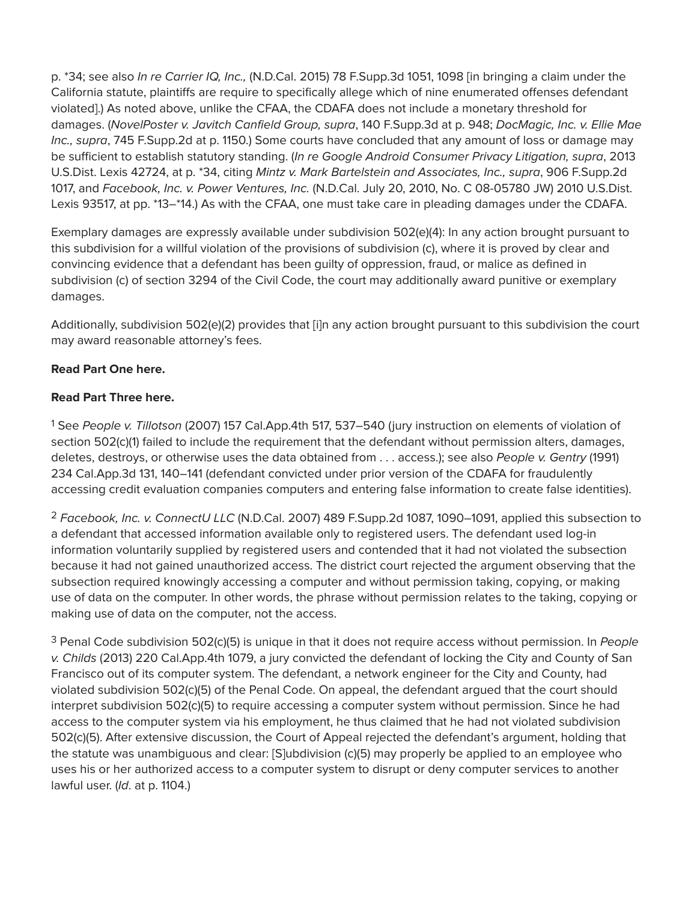p. *34; see also *In re Carrier IQ, Inc.,* (N.D.Cal. 2015) 78 F.Supp.3d 1051, 1098 [in bringing a claim under the California statute, plaintiffs are require to specifically allege which of nine enumerated offenses defendant violated].) As noted above, unlike the CFAA, the CDAFA does not include a monetary threshold for damages. (*NovelPoster v. Javitch Canfield Group, supra*, 140 F.Supp.3d at p. 948; *DocMagic, Inc. v. Ellie Mae Inc., supra*, 745 F.Supp.2d at p. 1150.) Some courts have concluded that any amount of loss or damage may be sufficient to establish statutory standing. (*In re Google Android Consumer Privacy Litigation, supra*, 2013 U.S.Dist. Lexis 42724, at p. *34, citing *Mintz v. Mark Bartelstein and Associates, Inc., supra*, 906 F.Supp.2d 1017, and *Facebook, Inc. v. Power Ventures, Inc.* (N.D.Cal. July 20, 2010, No. C 08-05780 JW) 2010 U.S.Dist. Lexis 93517, at pp. *13–*14.) As with the CFAA, one must take care in pleading damages under the CDAFA.

Exemplary damages are expressly available under subdivision 502(e)(4): In any action brought pursuant to this subdivision for a willful violation of the provisions of subdivision (c), where it is proved by clear and convincing evidence that a defendant has been guilty of oppression, fraud, or malice as defined in subdivision (c) of section 3294 of the Civil Code, the court may additionally award punitive or exemplary damages.

Additionally, subdivision 502(e)(2) provides that [i]n any action brought pursuant to this subdivision the court may award reasonable attorney's fees.

**Read Part One here.**

**Read Part Three here.**

[1] See *People v. Tillotson* (2007) 157 Cal.App.4th 517, 537–540 (jury instruction on elements of violation of section 502(c)(1) failed to include the requirement that the defendant without permission alters, damages, deletes, destroys, or otherwise uses the data obtained from . . . access.); see also *People v. Gentry* (1991) 234 Cal.App.3d 131, 140–141 (defendant convicted under prior version of the CDAFA for fraudulently accessing credit evaluation companies computers and entering false information to create false identities).

[2] *Facebook, Inc. v. ConnectU LLC* (N.D.Cal. 2007) 489 F.Supp.2d 1087, 1090–1091, applied this subsection to a defendant that accessed information available only to registered users. The defendant used log-in information voluntarily supplied by registered users and contended that it had not violated the subsection because it had not gained unauthorized access. The district court rejected the argument observing that the subsection required knowingly accessing a computer and without permission taking, copying, or making use of data on the computer. In other words, the phrase without permission relates to the taking, copying or making use of data on the computer, not the access.

[3] Penal Code subdivision 502(c)(5) is unique in that it does not require access without permission. In *People v. Childs* (2013) 220 Cal.App.4th 1079, a jury convicted the defendant of locking the City and County of San Francisco out of its computer system. The defendant, a network engineer for the City and County, had violated subdivision 502(c)(5) of the Penal Code. On appeal, the defendant argued that the court should interpret subdivision 502(c)(5) to require accessing a computer system without permission. Since he had access to the computer system via his employment, he thus claimed that he had not violated subdivision 502(c)(5). After extensive discussion, the Court of Appeal rejected the defendant's argument, holding that the statute was unambiguous and clear: [S]ubdivision (c)(5) may properly be applied to an employee who uses his or her authorized access to a computer system to disrupt or deny computer services to another lawful user. (*Id*. at p. 1104.)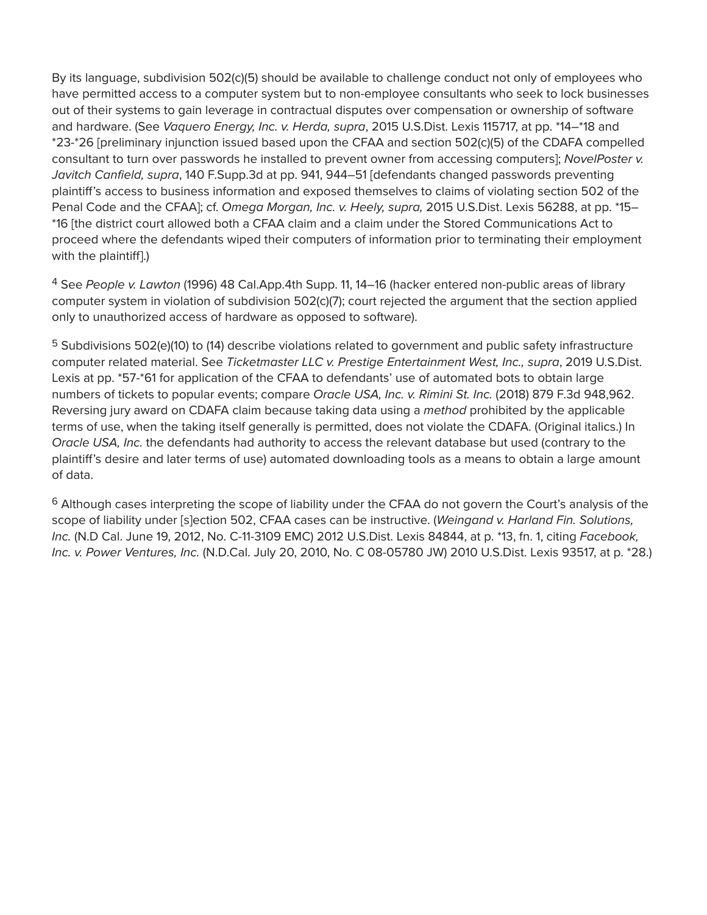By its language, subdivision 502(c)(5) should be available to challenge conduct not only of employees who have permitted access to a computer system but to non-employee consultants who seek to lock businesses out of their systems to gain leverage in contractual disputes over compensation or ownership of software and hardware. (See *Vaquero Energy, Inc. v. Herda, supra*, 2015 U.S.Dist. Lexis 115717, at pp. *14–*18 and *23-*26 [preliminary injunction issued based upon the CFAA and section 502(c)(5) of the CDAFA compelled consultant to turn over passwords he installed to prevent owner from accessing computers]; *NovelPoster v. Javitch Canfield, supra*, 140 F.Supp.3d at pp. 941, 944–51 [defendants changed passwords preventing plaintiff's access to business information and exposed themselves to claims of violating section 502 of the Penal Code and the CFAA]; cf. *Omega Morgan, Inc. v. Heely, supra,* 2015 U.S.Dist. Lexis 56288, at pp. *15–*16 [the district court allowed both a CFAA claim and a claim under the Stored Communications Act to proceed where the defendants wiped their computers of information prior to terminating their employment with the plaintiff].)

[4] See *People v. Lawton* (1996) 48 Cal.App.4th Supp. 11, 14–16 (hacker entered non-public areas of library computer system in violation of subdivision 502(c)(7); court rejected the argument that the section applied only to unauthorized access of hardware as opposed to software).

[5] Subdivisions 502(e)(10) to (14) describe violations related to government and public safety infrastructure computer related material. See *Ticketmaster LLC v. Prestige Entertainment West, Inc., supra*, 2019 U.S.Dist. Lexis at pp. *57-*61 for application of the CFAA to defendants' use of automated bots to obtain large numbers of tickets to popular events; compare *Oracle USA, Inc. v. Rimini St. Inc.* (2018) 879 F.3d 948,962. Reversing jury award on CDAFA claim because taking data using a *method* prohibited by the applicable terms of use, when the taking itself generally is permitted, does not violate the CDAFA. (Original italics.) In *Oracle USA, Inc.* the defendants had authority to access the relevant database but used (contrary to the plaintiff's desire and later terms of use) automated downloading tools as a means to obtain a large amount of data.

[6] Although cases interpreting the scope of liability under the CFAA do not govern the Court's analysis of the scope of liability under [s]ection 502, CFAA cases can be instructive. (*Weingand v. Harland Fin. Solutions, Inc.* (N.D Cal. June 19, 2012, No. C-11-3109 EMC) 2012 U.S.Dist. Lexis 84844, at p. *13, fn. 1, citing *Facebook, Inc. v. Power Ventures, Inc.* (N.D.Cal. July 20, 2010, No. C 08-05780 JW) 2010 U.S.Dist. Lexis 93517, at p. *28.)